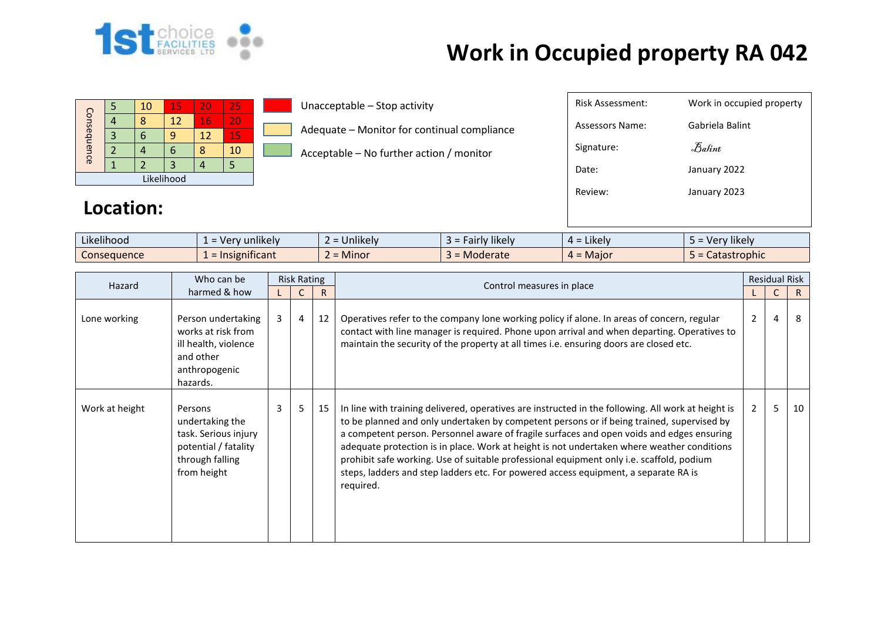# Work in Occupied property RA 042

| Consequence | | | | | |
|---|---|---|---|---|---|
| | 5 | 10 | 15 | 20 | 25 |
| | 4 | 8 | 12 | 16 | 20 |
| | 3 | 6 | 9 | 12 | 15 |
| | 2 | 4 | 6 | 8 | 10 |
| | 1 | 2 | 3 | 4 | 5 |
| Likelihood | | | | | |

- Unacceptable – Stop activity
- Adequate – Monitor for continual compliance
- Acceptable – No further action / monitor

| | |
|---|---|
| Risk Assessment: | Work in occupied property |
| Assessors Name: | Gabriela Balint |
| Signature: | Balint |
| Date: | January 2022 |
| Review: | January 2023 |

## Location:

| | | | | | |
|---|---|---|---|---|---|
| Likelihood | 1 = Very unlikely | 2 = Unlikely | 3 = Fairly likely | 4 = Likely | 5 = Very likely |
| Consequence | 1 = Insignificant | 2 = Minor | 3 = Moderate | 4 = Major | 5 = Catastrophic |

| Hazard | Who can be harmed & how | Risk Rating | | | Control measures in place | Residual Risk | | |
|---|---|---|---|---|---|---|---|---|
| | | L | C | R | | L | C | R |
| Lone working | Person undertaking works at risk from ill health, violence and other anthropogenic hazards. | 3 | 4 | 12 | Operatives refer to the company lone working policy if alone. In areas of concern, regular contact with line manager is required. Phone upon arrival and when departing. Operatives to maintain the security of the property at all times i.e. ensuring doors are closed etc. | 2 | 4 | 8 |
| Work at height | Persons undertaking the task. Serious injury potential / fatality through falling from height | 3 | 5 | 15 | In line with training delivered, operatives are instructed in the following. All work at height is to be planned and only undertaken by competent persons or if being trained, supervised by a competent person. Personnel aware of fragile surfaces and open voids and edges ensuring adequate protection is in place. Work at height is not undertaken where weather conditions prohibit safe working. Use of suitable professional equipment only i.e. scaffold, podium steps, ladders and step ladders etc. For powered access equipment, a separate RA is required. | 2 | 5 | 10 |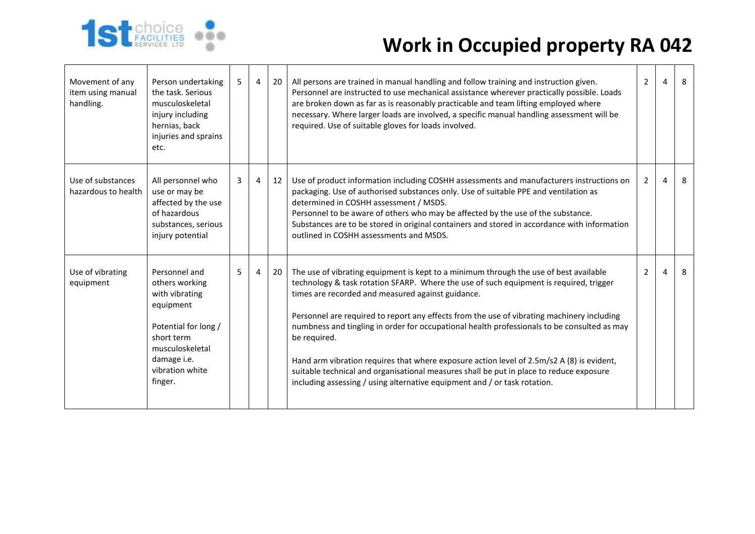# Work in Occupied property RA 042

| | | | | | | | | |
|---|---|---|---|---|---|---|---|---|
| Movement of any item using manual handling. | Person undertaking the task. Serious musculoskeletal injury including hernias, back injuries and sprains etc. | 5 | 4 | 20 | All persons are trained in manual handling and follow training and instruction given. Personnel are instructed to use mechanical assistance wherever practically possible. Loads are broken down as far as is reasonably practicable and team lifting employed where necessary. Where larger loads are involved, a specific manual handling assessment will be required. Use of suitable gloves for loads involved. | 2 | 4 | 8 |
| Use of substances hazardous to health | All personnel who use or may be affected by the use of hazardous substances, serious injury potential | 3 | 4 | 12 | Use of product information including COSHH assessments and manufacturers instructions on packaging. Use of authorised substances only. Use of suitable PPE and ventilation as determined in COSHH assessment / MSDS.<br>Personnel to be aware of others who may be affected by the use of the substance.<br>Substances are to be stored in original containers and stored in accordance with information outlined in COSHH assessments and MSDS. | 2 | 4 | 8 |
| Use of vibrating equipment | Personnel and others working with vibrating equipment<br><br>Potential for long / short term musculoskeletal damage i.e. vibration white finger. | 5 | 4 | 20 | The use of vibrating equipment is kept to a minimum through the use of best available technology & task rotation SFARP. Where the use of such equipment is required, trigger times are recorded and measured against guidance.<br><br>Personnel are required to report any effects from the use of vibrating machinery including numbness and tingling in order for occupational health professionals to be consulted as may be required.<br><br>Hand arm vibration requires that where exposure action level of 2.5m/s2 A (8) is evident, suitable technical and organisational measures shall be put in place to reduce exposure including assessing / using alternative equipment and / or task rotation. | 2 | 4 | 8 |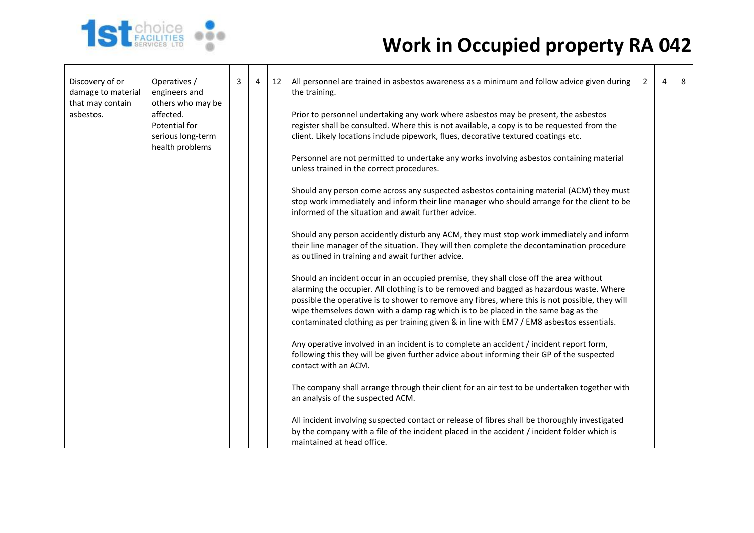# Work in Occupied property RA 042

| | | | | | | | | |
|---|---|---|---|---|---|---|---|---|
| Discovery of or damage to material that may contain asbestos. | Operatives / engineers and others who may be affected. Potential for serious long-term health problems | 3 | 4 | 12 | All personnel are trained in asbestos awareness as a minimum and follow advice given during the training.<br><br>Prior to personnel undertaking any work where asbestos may be present, the asbestos register shall be consulted. Where this is not available, a copy is to be requested from the client. Likely locations include pipework, flues, decorative textured coatings etc.<br><br>Personnel are not permitted to undertake any works involving asbestos containing material unless trained in the correct procedures.<br><br>Should any person come across any suspected asbestos containing material (ACM) they must stop work immediately and inform their line manager who should arrange for the client to be informed of the situation and await further advice.<br><br>Should any person accidently disturb any ACM, they must stop work immediately and inform their line manager of the situation. They will then complete the decontamination procedure as outlined in training and await further advice.<br><br>Should an incident occur in an occupied premise, they shall close off the area without alarming the occupier. All clothing is to be removed and bagged as hazardous waste. Where possible the operative is to shower to remove any fibres, where this is not possible, they will wipe themselves down with a damp rag which is to be placed in the same bag as the contaminated clothing as per training given & in line with EM7 / EM8 asbestos essentials.<br><br>Any operative involved in an incident is to complete an accident / incident report form, following this they will be given further advice about informing their GP of the suspected contact with an ACM.<br><br>The company shall arrange through their client for an air test to be undertaken together with an analysis of the suspected ACM.<br><br>All incident involving suspected contact or release of fibres shall be thoroughly investigated by the company with a file of the incident placed in the accident / incident folder which is maintained at head office. | 2 | 4 | 8 |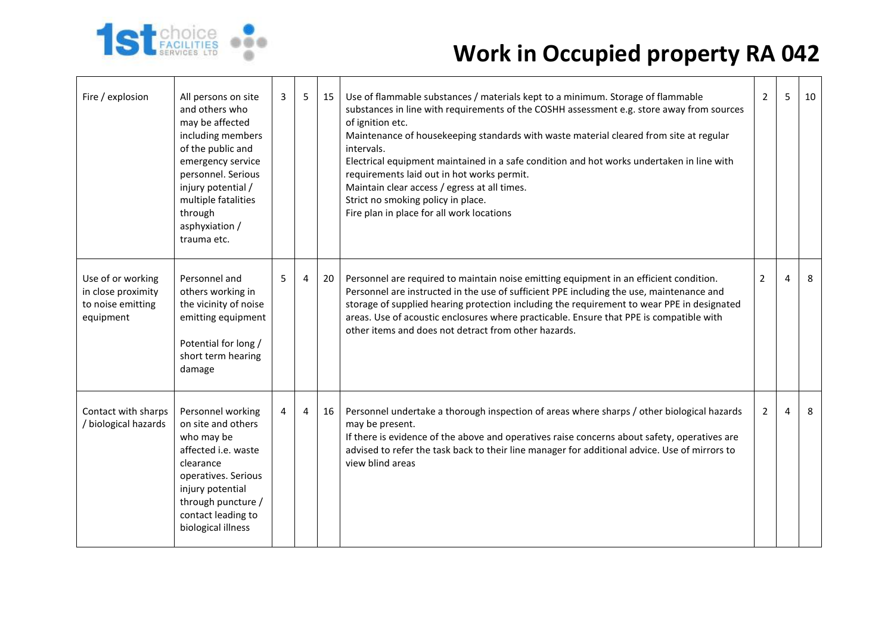# Work in Occupied property RA 042

| | | | | | | | | |
|---|---|---|---|---|---|---|---|---|
| Fire / explosion | All persons on site and others who may be affected including members of the public and emergency service personnel. Serious injury potential / multiple fatalities through asphyxiation / trauma etc. | 3 | 5 | 15 | Use of flammable substances / materials kept to a minimum. Storage of flammable substances in line with requirements of the COSHH assessment e.g. store away from sources of ignition etc.<br>Maintenance of housekeeping standards with waste material cleared from site at regular intervals.<br>Electrical equipment maintained in a safe condition and hot works undertaken in line with requirements laid out in hot works permit.<br>Maintain clear access / egress at all times.<br>Strict no smoking policy in place.<br>Fire plan in place for all work locations | 2 | 5 | 10 |
| Use of or working in close proximity to noise emitting equipment | Personnel and others working in the vicinity of noise emitting equipment<br><br>Potential for long / short term hearing damage | 5 | 4 | 20 | Personnel are required to maintain noise emitting equipment in an efficient condition. Personnel are instructed in the use of sufficient PPE including the use, maintenance and storage of supplied hearing protection including the requirement to wear PPE in designated areas. Use of acoustic enclosures where practicable. Ensure that PPE is compatible with other items and does not detract from other hazards. | 2 | 4 | 8 |
| Contact with sharps / biological hazards | Personnel working on site and others who may be affected i.e. waste clearance operatives. Serious injury potential through puncture / contact leading to biological illness | 4 | 4 | 16 | Personnel undertake a thorough inspection of areas where sharps / other biological hazards may be present.<br>If there is evidence of the above and operatives raise concerns about safety, operatives are advised to refer the task back to their line manager for additional advice. Use of mirrors to view blind areas | 2 | 4 | 8 |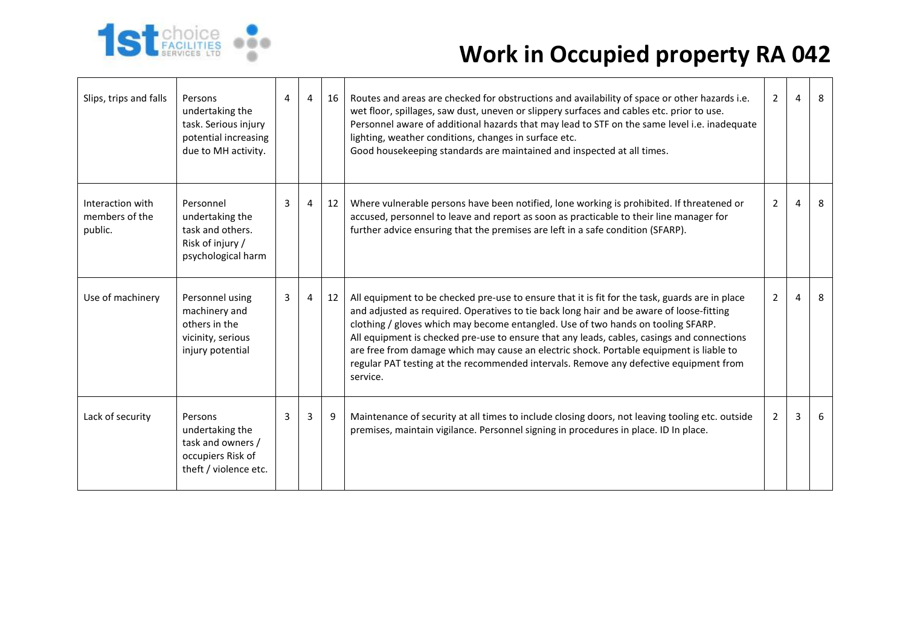# Work in Occupied property RA 042

| | | | | | | | | |
|---|---|---|---|---|---|---|---|---|
| Slips, trips and falls | Persons undertaking the task. Serious injury potential increasing due to MH activity. | 4 | 4 | 16 | Routes and areas are checked for obstructions and availability of space or other hazards i.e. wet floor, spillages, saw dust, uneven or slippery surfaces and cables etc. prior to use.<br>Personnel aware of additional hazards that may lead to STF on the same level i.e. inadequate lighting, weather conditions, changes in surface etc.<br>Good housekeeping standards are maintained and inspected at all times. | 2 | 4 | 8 |
| Interaction with members of the public. | Personnel undertaking the task and others. Risk of injury / psychological harm | 3 | 4 | 12 | Where vulnerable persons have been notified, lone working is prohibited. If threatened or accused, personnel to leave and report as soon as practicable to their line manager for further advice ensuring that the premises are left in a safe condition (SFARP). | 2 | 4 | 8 |
| Use of machinery | Personnel using machinery and others in the vicinity, serious injury potential | 3 | 4 | 12 | All equipment to be checked pre-use to ensure that it is fit for the task, guards are in place and adjusted as required. Operatives to tie back long hair and be aware of loose-fitting clothing / gloves which may become entangled. Use of two hands on tooling SFARP.<br>All equipment is checked pre-use to ensure that any leads, cables, casings and connections are free from damage which may cause an electric shock. Portable equipment is liable to regular PAT testing at the recommended intervals. Remove any defective equipment from service. | 2 | 4 | 8 |
| Lack of security | Persons undertaking the task and owners / occupiers Risk of theft / violence etc. | 3 | 3 | 9 | Maintenance of security at all times to include closing doors, not leaving tooling etc. outside premises, maintain vigilance. Personnel signing in procedures in place. ID In place. | 2 | 3 | 6 |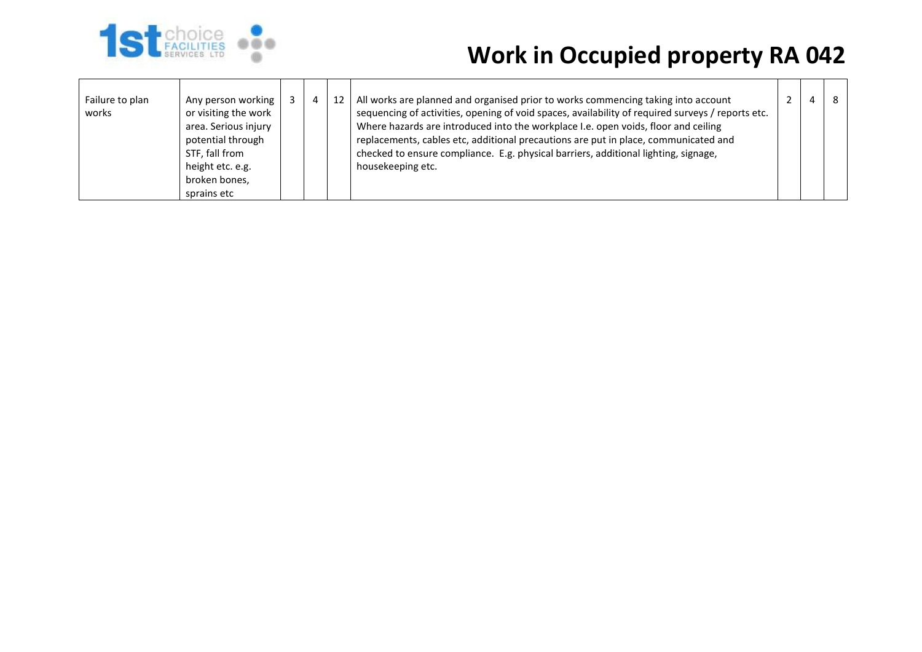# Work in Occupied property RA 042

| | | | | | | | | |
|---|---|---|---|---|---|---|---|---|
| Failure to plan works | Any person working or visiting the work area. Serious injury potential through STF, fall from height etc. e.g. broken bones, sprains etc | 3 | 4 | 12 | All works are planned and organised prior to works commencing taking into account sequencing of activities, opening of void spaces, availability of required surveys / reports etc. Where hazards are introduced into the workplace I.e. open voids, floor and ceiling replacements, cables etc, additional precautions are put in place, communicated and checked to ensure compliance. E.g. physical barriers, additional lighting, signage, housekeeping etc. | 2 | 4 | 8 |